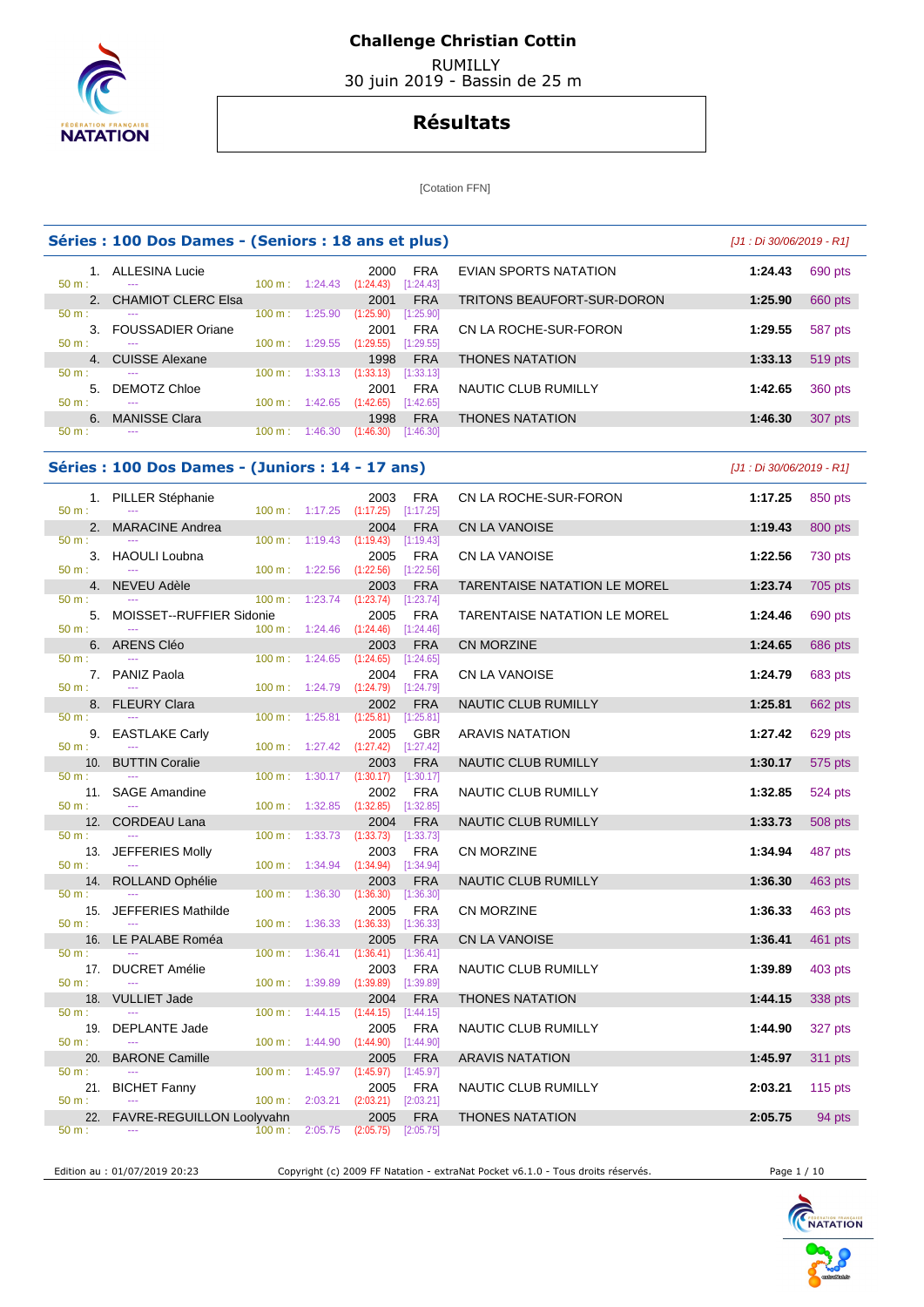# Challenge Christian Cottin

RUMILLY
30 juin 2019 - Bassin de 25 m

## Résultats

[Cotation FFN]

### Séries : 100 Dos Dames - (Seniors : 18 ans et plus)

*[J1 : Di 30/06/2019 - R1]*

| Rang | Nom | Année | Nat. | Club | Temps | Points |
|---|---|---|---|---|---|---|
| 1. | ALLESINA Lucie | 2000 | FRA | EVIAN SPORTS NATATION | 1:24.43 | 690 pts |
| | 50 m : --- 100 m : 1:24.43 (1:24.43) [1:24.43] | | | | | |
| 2. | CHAMIOT CLERC Elsa | 2001 | FRA | TRITONS BEAUFORT-SUR-DORON | 1:25.90 | 660 pts |
| | 50 m : --- 100 m : 1:25.90 (1:25.90) [1:25.90] | | | | | |
| 3. | FOUSSADIER Oriane | 2001 | FRA | CN LA ROCHE-SUR-FORON | 1:29.55 | 587 pts |
| | 50 m : --- 100 m : 1:29.55 (1:29.55) [1:29.55] | | | | | |
| 4. | CUISSE Alexane | 1998 | FRA | THONES NATATION | 1:33.13 | 519 pts |
| | 50 m : --- 100 m : 1:33.13 (1:33.13) [1:33.13] | | | | | |
| 5. | DEMOTZ Chloe | 2001 | FRA | NAUTIC CLUB RUMILLY | 1:42.65 | 360 pts |
| | 50 m : --- 100 m : 1:42.65 (1:42.65) [1:42.65] | | | | | |
| 6. | MANISSE Clara | 1998 | FRA | THONES NATATION | 1:46.30 | 307 pts |
| | 50 m : --- 100 m : 1:46.30 (1:46.30) [1:46.30] | | | | | |

### Séries : 100 Dos Dames - (Juniors : 14 - 17 ans)

*[J1 : Di 30/06/2019 - R1]*

| Rang | Nom | Année | Nat. | Club | Temps | Points |
|---|---|---|---|---|---|---|
| 1. | PILLER Stéphanie | 2003 | FRA | CN LA ROCHE-SUR-FORON | 1:17.25 | 850 pts |
| | 50 m : --- 100 m : 1:17.25 (1:17.25) [1:17.25] | | | | | |
| 2. | MARACINE Andrea | 2004 | FRA | CN LA VANOISE | 1:19.43 | 800 pts |
| | 50 m : --- 100 m : 1:19.43 (1:19.43) [1:19.43] | | | | | |
| 3. | HAOULI Loubna | 2005 | FRA | CN LA VANOISE | 1:22.56 | 730 pts |
| | 50 m : --- 100 m : 1:22.56 (1:22.56) [1:22.56] | | | | | |
| 4. | NEVEU Adèle | 2003 | FRA | TARENTAISE NATATION LE MOREL | 1:23.74 | 705 pts |
| | 50 m : --- 100 m : 1:23.74 (1:23.74) [1:23.74] | | | | | |
| 5. | MOISSET--RUFFIER Sidonie | 2005 | FRA | TARENTAISE NATATION LE MOREL | 1:24.46 | 690 pts |
| | 50 m : --- 100 m : 1:24.46 (1:24.46) [1:24.46] | | | | | |
| 6. | ARENS Cléo | 2003 | FRA | CN MORZINE | 1:24.65 | 686 pts |
| | 50 m : --- 100 m : 1:24.65 (1:24.65) [1:24.65] | | | | | |
| 7. | PANIZ Paola | 2004 | FRA | CN LA VANOISE | 1:24.79 | 683 pts |
| | 50 m : --- 100 m : 1:24.79 (1:24.79) [1:24.79] | | | | | |
| 8. | FLEURY Clara | 2002 | FRA | NAUTIC CLUB RUMILLY | 1:25.81 | 662 pts |
| | 50 m : --- 100 m : 1:25.81 (1:25.81) [1:25.81] | | | | | |
| 9. | EASTLAKE Carly | 2005 | GBR | ARAVIS NATATION | 1:27.42 | 629 pts |
| | 50 m : --- 100 m : 1:27.42 (1:27.42) [1:27.42] | | | | | |
| 10. | BUTTIN Coralie | 2003 | FRA | NAUTIC CLUB RUMILLY | 1:30.17 | 575 pts |
| | 50 m : --- 100 m : 1:30.17 (1:30.17) [1:30.17] | | | | | |
| 11. | SAGE Amandine | 2002 | FRA | NAUTIC CLUB RUMILLY | 1:32.85 | 524 pts |
| | 50 m : --- 100 m : 1:32.85 (1:32.85) [1:32.85] | | | | | |
| 12. | CORDEAU Lana | 2004 | FRA | NAUTIC CLUB RUMILLY | 1:33.73 | 508 pts |
| | 50 m : --- 100 m : 1:33.73 (1:33.73) [1:33.73] | | | | | |
| 13. | JEFFERIES Molly | 2003 | FRA | CN MORZINE | 1:34.94 | 487 pts |
| | 50 m : --- 100 m : 1:34.94 (1:34.94) [1:34.94] | | | | | |
| 14. | ROLLAND Ophélie | 2003 | FRA | NAUTIC CLUB RUMILLY | 1:36.30 | 463 pts |
| | 50 m : --- 100 m : 1:36.30 (1:36.30) [1:36.30] | | | | | |
| 15. | JEFFERIES Mathilde | 2005 | FRA | CN MORZINE | 1:36.33 | 463 pts |
| | 50 m : --- 100 m : 1:36.33 (1:36.33) [1:36.33] | | | | | |
| 16. | LE PALABE Roméa | 2005 | FRA | CN LA VANOISE | 1:36.41 | 461 pts |
| | 50 m : --- 100 m : 1:36.41 (1:36.41) [1:36.41] | | | | | |
| 17. | DUCRET Amélie | 2003 | FRA | NAUTIC CLUB RUMILLY | 1:39.89 | 403 pts |
| | 50 m : --- 100 m : 1:39.89 (1:39.89) [1:39.89] | | | | | |
| 18. | VULLIET Jade | 2004 | FRA | THONES NATATION | 1:44.15 | 338 pts |
| | 50 m : --- 100 m : 1:44.15 (1:44.15) [1:44.15] | | | | | |
| 19. | DEPLANTE Jade | 2005 | FRA | NAUTIC CLUB RUMILLY | 1:44.90 | 327 pts |
| | 50 m : --- 100 m : 1:44.90 (1:44.90) [1:44.90] | | | | | |
| 20. | BARONE Camille | 2005 | FRA | ARAVIS NATATION | 1:45.97 | 311 pts |
| | 50 m : --- 100 m : 1:45.97 (1:45.97) [1:45.97] | | | | | |
| 21. | BICHET Fanny | 2005 | FRA | NAUTIC CLUB RUMILLY | 2:03.21 | 115 pts |
| | 50 m : --- 100 m : 2:03.21 (2:03.21) [2:03.21] | | | | | |
| 22. | FAVRE-REGUILLON Loolyvahn | 2005 | FRA | THONES NATATION | 2:05.75 | 94 pts |
| | 50 m : --- 100 m : 2:05.75 (2:05.75) [2:05.75] | | | | | |

Edition au : 01/07/2019 20:23 — Copyright (c) 2009 FF Natation - extraNat Pocket v6.1.0 - Tous droits réservés.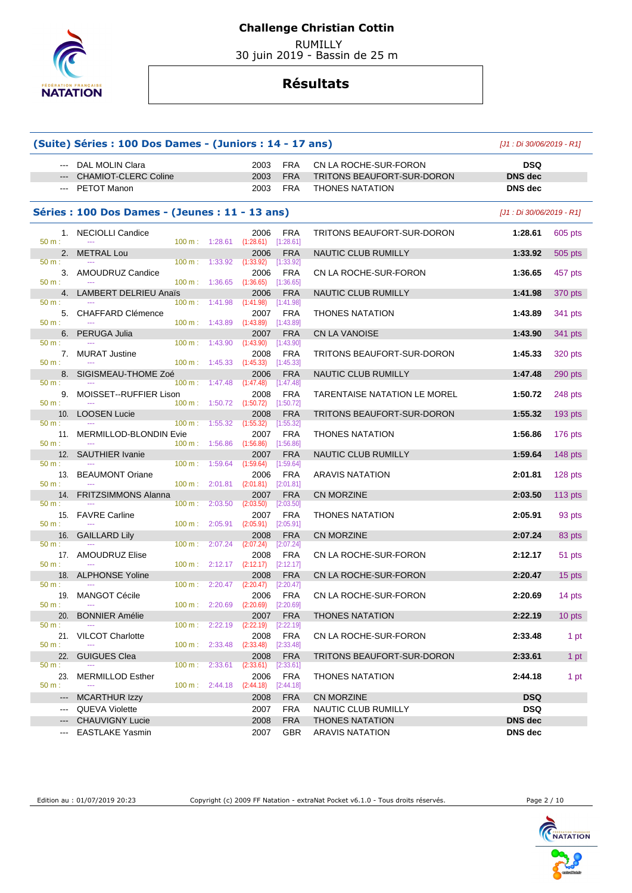# Challenge Christian Cottin

RUMILLY
30 juin 2019 - Bassin de 25 m

## Résultats

### (Suite) Séries : 100 Dos Dames - (Juniors : 14 - 17 ans)

*[J1 : Di 30/06/2019 - R1]*

| Rang | Nom | Année | Nat. | Club | Temps | Points |
|---|---|---|---|---|---|---|
| --- | DAL MOLIN Clara | 2003 | FRA | CN LA ROCHE-SUR-FORON | **DSQ** | |
| --- | CHAMIOT-CLERC Coline | 2003 | FRA | TRITONS BEAUFORT-SUR-DORON | **DNS dec** | |
| --- | PETOT Manon | 2003 | FRA | THONES NATATION | **DNS dec** | |

### Séries : 100 Dos Dames - (Jeunes : 11 - 13 ans)

*[J1 : Di 30/06/2019 - R1]*

| Rang | Nom | Année | Nat. | Club | Temps | Points |
|---|---|---|---|---|---|---|
| 1. | NECIOLLI Candice | 2006 | FRA | TRITONS BEAUFORT-SUR-DORON | **1:28.61** | 605 pts |
| | 50 m : --- 100 m : 1:28.61 (1:28.61) [1:28.61] | | | | | |
| 2. | METRAL Lou | 2006 | FRA | NAUTIC CLUB RUMILLY | **1:33.92** | 505 pts |
| | 50 m : --- 100 m : 1:33.92 (1:33.92) [1:33.92] | | | | | |
| 3. | AMOUDRUZ Candice | 2006 | FRA | CN LA ROCHE-SUR-FORON | **1:36.65** | 457 pts |
| | 50 m : --- 100 m : 1:36.65 (1:36.65) [1:36.65] | | | | | |
| 4. | LAMBERT DELRIEU Anaïs | 2006 | FRA | NAUTIC CLUB RUMILLY | **1:41.98** | 370 pts |
| | 50 m : --- 100 m : 1:41.98 (1:41.98) [1:41.98] | | | | | |
| 5. | CHAFFARD Clémence | 2007 | FRA | THONES NATATION | **1:43.89** | 341 pts |
| | 50 m : --- 100 m : 1:43.89 (1:43.89) [1:43.89] | | | | | |
| 6. | PERUGA Julia | 2007 | FRA | CN LA VANOISE | **1:43.90** | 341 pts |
| | 50 m : --- 100 m : 1:43.90 (1:43.90) [1:43.90] | | | | | |
| 7. | MURAT Justine | 2008 | FRA | TRITONS BEAUFORT-SUR-DORON | **1:45.33** | 320 pts |
| | 50 m : --- 100 m : 1:45.33 (1:45.33) [1:45.33] | | | | | |
| 8. | SIGISMEAU-THOME Zoé | 2006 | FRA | NAUTIC CLUB RUMILLY | **1:47.48** | 290 pts |
| | 50 m : --- 100 m : 1:47.48 (1:47.48) [1:47.48] | | | | | |
| 9. | MOISSET--RUFFIER Lison | 2008 | FRA | TARENTAISE NATATION LE MOREL | **1:50.72** | 248 pts |
| | 50 m : --- 100 m : 1:50.72 (1:50.72) [1:50.72] | | | | | |
| 10. | LOOSEN Lucie | 2008 | FRA | TRITONS BEAUFORT-SUR-DORON | **1:55.32** | 193 pts |
| | 50 m : --- 100 m : 1:55.32 (1:55.32) [1:55.32] | | | | | |
| 11. | MERMILLOD-BLONDIN Evie | 2007 | FRA | THONES NATATION | **1:56.86** | 176 pts |
| | 50 m : --- 100 m : 1:56.86 (1:56.86) [1:56.86] | | | | | |
| 12. | SAUTHIER Ivanie | 2007 | FRA | NAUTIC CLUB RUMILLY | **1:59.64** | 148 pts |
| | 50 m : --- 100 m : 1:59.64 (1:59.64) [1:59.64] | | | | | |
| 13. | BEAUMONT Oriane | 2006 | FRA | ARAVIS NATATION | **2:01.81** | 128 pts |
| | 50 m : --- 100 m : 2:01.81 (2:01.81) [2:01.81] | | | | | |
| 14. | FRITZSIMMONS Alanna | 2007 | FRA | CN MORZINE | **2:03.50** | 113 pts |
| | 50 m : --- 100 m : 2:03.50 (2:03.50) [2:03.50] | | | | | |
| 15. | FAVRE Carline | 2007 | FRA | THONES NATATION | **2:05.91** | 93 pts |
| | 50 m : --- 100 m : 2:05.91 (2:05.91) [2:05.91] | | | | | |
| 16. | GAILLARD Lily | 2008 | FRA | CN MORZINE | **2:07.24** | 83 pts |
| | 50 m : --- 100 m : 2:07.24 (2:07.24) [2:07.24] | | | | | |
| 17. | AMOUDRUZ Elise | 2008 | FRA | CN LA ROCHE-SUR-FORON | **2:12.17** | 51 pts |
| | 50 m : --- 100 m : 2:12.17 (2:12.17) [2:12.17] | | | | | |
| 18. | ALPHONSE Yoline | 2008 | FRA | CN LA ROCHE-SUR-FORON | **2:20.47** | 15 pts |
| | 50 m : --- 100 m : 2:20.47 (2:20.47) [2:20.47] | | | | | |
| 19. | MANGOT Cécile | 2006 | FRA | CN LA ROCHE-SUR-FORON | **2:20.69** | 14 pts |
| | 50 m : --- 100 m : 2:20.69 (2:20.69) [2:20.69] | | | | | |
| 20. | BONNIER Amélie | 2007 | FRA | THONES NATATION | **2:22.19** | 10 pts |
| | 50 m : --- 100 m : 2:22.19 (2:22.19) [2:22.19] | | | | | |
| 21. | VILCOT Charlotte | 2008 | FRA | CN LA ROCHE-SUR-FORON | **2:33.48** | 1 pt |
| | 50 m : --- 100 m : 2:33.48 (2:33.48) [2:33.48] | | | | | |
| 22. | GUIGUES Clea | 2008 | FRA | TRITONS BEAUFORT-SUR-DORON | **2:33.61** | 1 pt |
| | 50 m : --- 100 m : 2:33.61 (2:33.61) [2:33.61] | | | | | |
| 23. | MERMILLOD Esther | 2006 | FRA | THONES NATATION | **2:44.18** | 1 pt |
| | 50 m : --- 100 m : 2:44.18 (2:44.18) [2:44.18] | | | | | |
| --- | MCARTHUR Izzy | 2008 | FRA | CN MORZINE | **DSQ** | |
| --- | QUEVA Violette | 2007 | FRA | NAUTIC CLUB RUMILLY | **DSQ** | |
| --- | CHAUVIGNY Lucie | 2008 | FRA | THONES NATATION | **DNS dec** | |
| --- | EASTLAKE Yasmin | 2007 | GBR | ARAVIS NATATION | **DNS dec** | |

Edition au : 01/07/2019 20:23 — Copyright (c) 2009 FF Natation - extraNat Pocket v6.1.0 - Tous droits réservés.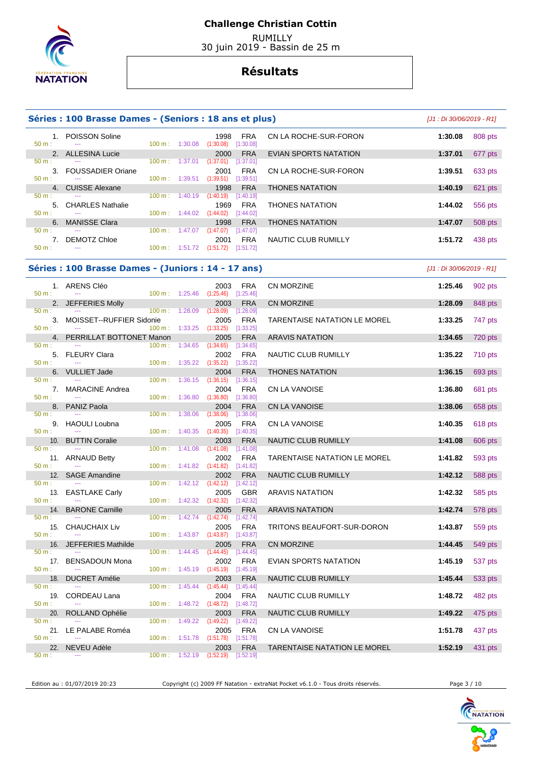# Challenge Christian Cottin

RUMILLY
30 juin 2019 - Bassin de 25 m

## Résultats

### Séries : 100 Brasse Dames - (Seniors : 18 ans et plus)

*[J1 : Di 30/06/2019 - R1]*

| Rg | Nom | Année | Nat. | Club | Temps | Points |
|---|---|---|---|---|---|---|
| 1. | POISSON Soline | 1998 | FRA | CN LA ROCHE-SUR-FORON | 1:30.08 | 808 pts |
| | 50 m : --- 100 m : 1:30.08 (1:30.08) [1:30.08] | | | | | |
| 2. | ALLESINA Lucie | 2000 | FRA | EVIAN SPORTS NATATION | 1:37.01 | 677 pts |
| | 50 m : --- 100 m : 1:37.01 (1:37.01) [1:37.01] | | | | | |
| 3. | FOUSSADIER Oriane | 2001 | FRA | CN LA ROCHE-SUR-FORON | 1:39.51 | 633 pts |
| | 50 m : --- 100 m : 1:39.51 (1:39.51) [1:39.51] | | | | | |
| 4. | CUISSE Alexane | 1998 | FRA | THONES NATATION | 1:40.19 | 621 pts |
| | 50 m : --- 100 m : 1:40.19 (1:40.19) [1:40.19] | | | | | |
| 5. | CHARLES Nathalie | 1969 | FRA | THONES NATATION | 1:44.02 | 556 pts |
| | 50 m : --- 100 m : 1:44.02 (1:44.02) [1:44.02] | | | | | |
| 6. | MANISSE Clara | 1998 | FRA | THONES NATATION | 1:47.07 | 508 pts |
| | 50 m : --- 100 m : 1:47.07 (1:47.07) [1:47.07] | | | | | |
| 7. | DEMOTZ Chloe | 2001 | FRA | NAUTIC CLUB RUMILLY | 1:51.72 | 438 pts |
| | 50 m : --- 100 m : 1:51.72 (1:51.72) [1:51.72] | | | | | |

### Séries : 100 Brasse Dames - (Juniors : 14 - 17 ans)

*[J1 : Di 30/06/2019 - R1]*

| Rg | Nom | Année | Nat. | Club | Temps | Points |
|---|---|---|---|---|---|---|
| 1. | ARENS Cléo | 2003 | FRA | CN MORZINE | 1:25.46 | 902 pts |
| | 50 m : --- 100 m : 1:25.46 (1:25.46) [1:25.46] | | | | | |
| 2. | JEFFERIES Molly | 2003 | FRA | CN MORZINE | 1:28.09 | 848 pts |
| | 50 m : --- 100 m : 1:28.09 (1:28.09) [1:28.09] | | | | | |
| 3. | MOISSET--RUFFIER Sidonie | 2005 | FRA | TARENTAISE NATATION LE MOREL | 1:33.25 | 747 pts |
| | 50 m : --- 100 m : 1:33.25 (1:33.25) [1:33.25] | | | | | |
| 4. | PERRILLAT BOTTONET Manon | 2005 | FRA | ARAVIS NATATION | 1:34.65 | 720 pts |
| | 50 m : --- 100 m : 1:34.65 (1:34.65) [1:34.65] | | | | | |
| 5. | FLEURY Clara | 2002 | FRA | NAUTIC CLUB RUMILLY | 1:35.22 | 710 pts |
| | 50 m : --- 100 m : 1:35.22 (1:35.22) [1:35.22] | | | | | |
| 6. | VULLIET Jade | 2004 | FRA | THONES NATATION | 1:36.15 | 693 pts |
| | 50 m : --- 100 m : 1:36.15 (1:36.15) [1:36.15] | | | | | |
| 7. | MARACINE Andrea | 2004 | FRA | CN LA VANOISE | 1:36.80 | 681 pts |
| | 50 m : --- 100 m : 1:36.80 (1:36.80) [1:36.80] | | | | | |
| 8. | PANIZ Paola | 2004 | FRA | CN LA VANOISE | 1:38.06 | 658 pts |
| | 50 m : --- 100 m : 1:38.06 (1:38.06) [1:38.06] | | | | | |
| 9. | HAOULI Loubna | 2005 | FRA | CN LA VANOISE | 1:40.35 | 618 pts |
| | 50 m : --- 100 m : 1:40.35 (1:40.35) [1:40.35] | | | | | |
| 10. | BUTTIN Coralie | 2003 | FRA | NAUTIC CLUB RUMILLY | 1:41.08 | 606 pts |
| | 50 m : --- 100 m : 1:41.08 (1:41.08) [1:41.08] | | | | | |
| 11. | ARNAUD Betty | 2002 | FRA | TARENTAISE NATATION LE MOREL | 1:41.82 | 593 pts |
| | 50 m : --- 100 m : 1:41.82 (1:41.82) [1:41.82] | | | | | |
| 12. | SAGE Amandine | 2002 | FRA | NAUTIC CLUB RUMILLY | 1:42.12 | 588 pts |
| | 50 m : --- 100 m : 1:42.12 (1:42.12) [1:42.12] | | | | | |
| 13. | EASTLAKE Carly | 2005 | GBR | ARAVIS NATATION | 1:42.32 | 585 pts |
| | 50 m : --- 100 m : 1:42.32 (1:42.32) [1:42.32] | | | | | |
| 14. | BARONE Camille | 2005 | FRA | ARAVIS NATATION | 1:42.74 | 578 pts |
| | 50 m : --- 100 m : 1:42.74 (1:42.74) [1:42.74] | | | | | |
| 15. | CHAUCHAIX Liv | 2005 | FRA | TRITONS BEAUFORT-SUR-DORON | 1:43.87 | 559 pts |
| | 50 m : --- 100 m : 1:43.87 (1:43.87) [1:43.87] | | | | | |
| 16. | JEFFERIES Mathilde | 2005 | FRA | CN MORZINE | 1:44.45 | 549 pts |
| | 50 m : --- 100 m : 1:44.45 (1:44.45) [1:44.45] | | | | | |
| 17. | BENSADOUN Mona | 2002 | FRA | EVIAN SPORTS NATATION | 1:45.19 | 537 pts |
| | 50 m : --- 100 m : 1:45.19 (1:45.19) [1:45.19] | | | | | |
| 18. | DUCRET Amélie | 2003 | FRA | NAUTIC CLUB RUMILLY | 1:45.44 | 533 pts |
| | 50 m : --- 100 m : 1:45.44 (1:45.44) [1:45.44] | | | | | |
| 19. | CORDEAU Lana | 2004 | FRA | NAUTIC CLUB RUMILLY | 1:48.72 | 482 pts |
| | 50 m : --- 100 m : 1:48.72 (1:48.72) [1:48.72] | | | | | |
| 20. | ROLLAND Ophélie | 2003 | FRA | NAUTIC CLUB RUMILLY | 1:49.22 | 475 pts |
| | 50 m : --- 100 m : 1:49.22 (1:49.22) [1:49.22] | | | | | |
| 21. | LE PALABE Roméa | 2005 | FRA | CN LA VANOISE | 1:51.78 | 437 pts |
| | 50 m : --- 100 m : 1:51.78 (1:51.78) [1:51.78] | | | | | |
| 22. | NEVEU Adèle | 2003 | FRA | TARENTAISE NATATION LE MOREL | 1:52.19 | 431 pts |
| | 50 m : --- 100 m : 1:52.19 (1:52.19) [1:52.19] | | | | | |

Edition au : 01/07/2019 20:23 — Copyright (c) 2009 FF Natation - extraNat Pocket v6.1.0 - Tous droits réservés.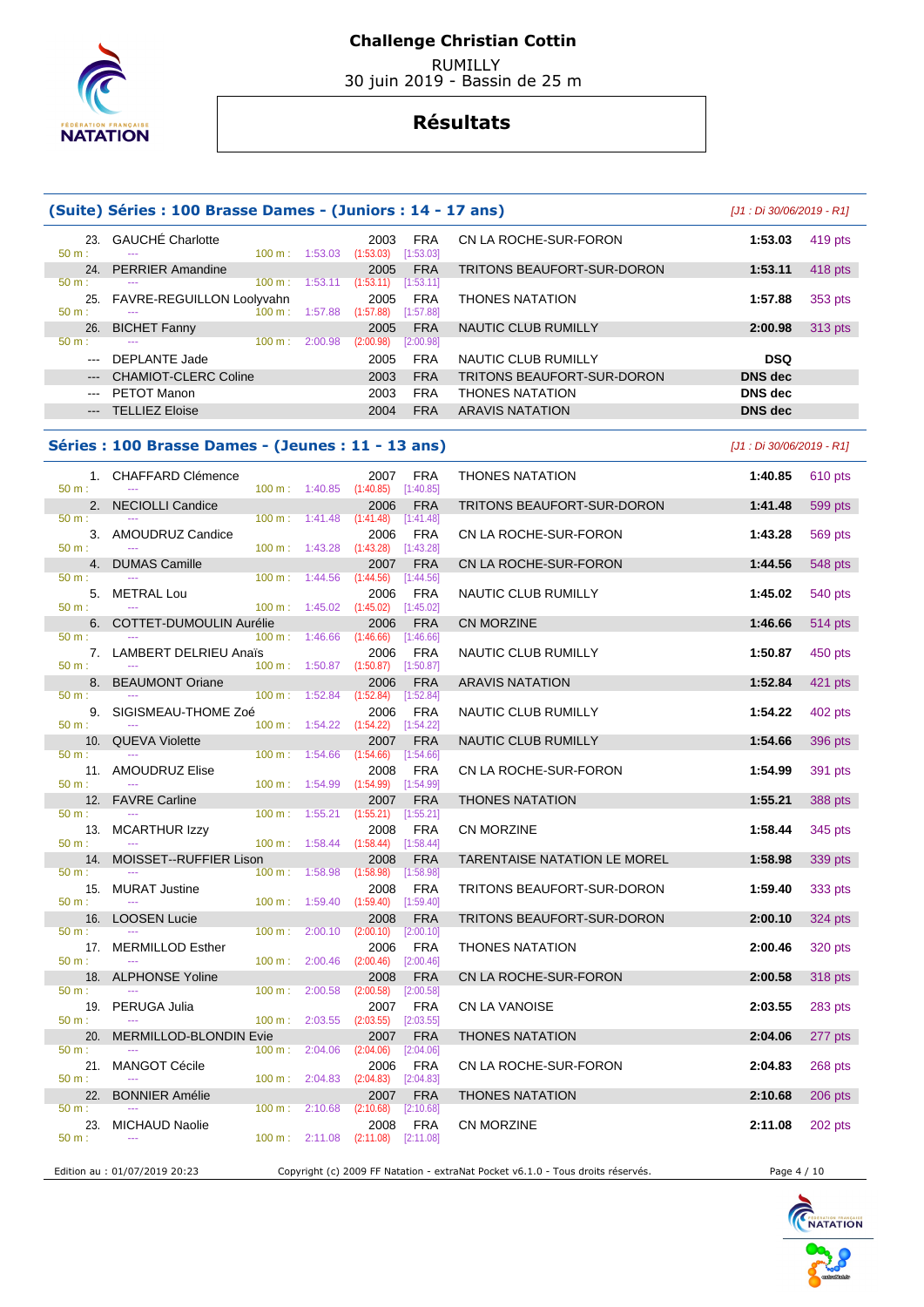# Challenge Christian Cottin

RUMILLY
30 juin 2019 - Bassin de 25 m

## Résultats

### (Suite) Séries : 100 Brasse Dames - (Juniors : 14 - 17 ans)

*[J1 : Di 30/06/2019 - R1]*

| Rang | Nom | Année | Nat. | Club | Temps | Points |
|---|---|---|---|---|---|---|
| 23. | GAUCHÉ Charlotte | 2003 | FRA | CN LA ROCHE-SUR-FORON | 1:53.03 | 419 pts |
| | 50 m : --- 100 m : 1:53.03 (1:53.03) [1:53.03] | | | | | |
| 24. | PERRIER Amandine | 2005 | FRA | TRITONS BEAUFORT-SUR-DORON | 1:53.11 | 418 pts |
| | 50 m : --- 100 m : 1:53.11 (1:53.11) [1:53.11] | | | | | |
| 25. | FAVRE-REGUILLON Loolyvahn | 2005 | FRA | THONES NATATION | 1:57.88 | 353 pts |
| | 50 m : --- 100 m : 1:57.88 (1:57.88) [1:57.88] | | | | | |
| 26. | BICHET Fanny | 2005 | FRA | NAUTIC CLUB RUMILLY | 2:00.98 | 313 pts |
| | 50 m : --- 100 m : 2:00.98 (2:00.98) [2:00.98] | | | | | |
| --- | DEPLANTE Jade | 2005 | FRA | NAUTIC CLUB RUMILLY | DSQ | |
| --- | CHAMIOT-CLERC Coline | 2003 | FRA | TRITONS BEAUFORT-SUR-DORON | DNS dec | |
| --- | PETOT Manon | 2003 | FRA | THONES NATATION | DNS dec | |
| --- | TELLIEZ Eloise | 2004 | FRA | ARAVIS NATATION | DNS dec | |

### Séries : 100 Brasse Dames - (Jeunes : 11 - 13 ans)

*[J1 : Di 30/06/2019 - R1]*

| Rang | Nom | Année | Nat. | Club | Temps | Points |
|---|---|---|---|---|---|---|
| 1. | CHAFFARD Clémence | 2007 | FRA | THONES NATATION | 1:40.85 | 610 pts |
| | 50 m : --- 100 m : 1:40.85 (1:40.85) [1:40.85] | | | | | |
| 2. | NECIOLLI Candice | 2006 | FRA | TRITONS BEAUFORT-SUR-DORON | 1:41.48 | 599 pts |
| | 50 m : --- 100 m : 1:41.48 (1:41.48) [1:41.48] | | | | | |
| 3. | AMOUDRUZ Candice | 2006 | FRA | CN LA ROCHE-SUR-FORON | 1:43.28 | 569 pts |
| | 50 m : --- 100 m : 1:43.28 (1:43.28) [1:43.28] | | | | | |
| 4. | DUMAS Camille | 2007 | FRA | CN LA ROCHE-SUR-FORON | 1:44.56 | 548 pts |
| | 50 m : --- 100 m : 1:44.56 (1:44.56) [1:44.56] | | | | | |
| 5. | METRAL Lou | 2006 | FRA | NAUTIC CLUB RUMILLY | 1:45.02 | 540 pts |
| | 50 m : --- 100 m : 1:45.02 (1:45.02) [1:45.02] | | | | | |
| 6. | COTTET-DUMOULIN Aurélie | 2006 | FRA | CN MORZINE | 1:46.66 | 514 pts |
| | 50 m : --- 100 m : 1:46.66 (1:46.66) [1:46.66] | | | | | |
| 7. | LAMBERT DELRIEU Anaïs | 2006 | FRA | NAUTIC CLUB RUMILLY | 1:50.87 | 450 pts |
| | 50 m : --- 100 m : 1:50.87 (1:50.87) [1:50.87] | | | | | |
| 8. | BEAUMONT Oriane | 2006 | FRA | ARAVIS NATATION | 1:52.84 | 421 pts |
| | 50 m : --- 100 m : 1:52.84 (1:52.84) [1:52.84] | | | | | |
| 9. | SIGISMEAU-THOME Zoé | 2006 | FRA | NAUTIC CLUB RUMILLY | 1:54.22 | 402 pts |
| | 50 m : --- 100 m : 1:54.22 (1:54.22) [1:54.22] | | | | | |
| 10. | QUEVA Violette | 2007 | FRA | NAUTIC CLUB RUMILLY | 1:54.66 | 396 pts |
| | 50 m : --- 100 m : 1:54.66 (1:54.66) [1:54.66] | | | | | |
| 11. | AMOUDRUZ Elise | 2008 | FRA | CN LA ROCHE-SUR-FORON | 1:54.99 | 391 pts |
| | 50 m : --- 100 m : 1:54.99 (1:54.99) [1:54.99] | | | | | |
| 12. | FAVRE Carline | 2007 | FRA | THONES NATATION | 1:55.21 | 388 pts |
| | 50 m : --- 100 m : 1:55.21 (1:55.21) [1:55.21] | | | | | |
| 13. | MCARTHUR Izzy | 2008 | FRA | CN MORZINE | 1:58.44 | 345 pts |
| | 50 m : --- 100 m : 1:58.44 (1:58.44) [1:58.44] | | | | | |
| 14. | MOISSET--RUFFIER Lison | 2008 | FRA | TARENTAISE NATATION LE MOREL | 1:58.98 | 339 pts |
| | 50 m : --- 100 m : 1:58.98 (1:58.98) [1:58.98] | | | | | |
| 15. | MURAT Justine | 2008 | FRA | TRITONS BEAUFORT-SUR-DORON | 1:59.40 | 333 pts |
| | 50 m : --- 100 m : 1:59.40 (1:59.40) [1:59.40] | | | | | |
| 16. | LOOSEN Lucie | 2008 | FRA | TRITONS BEAUFORT-SUR-DORON | 2:00.10 | 324 pts |
| | 50 m : --- 100 m : 2:00.10 (2:00.10) [2:00.10] | | | | | |
| 17. | MERMILLOD Esther | 2006 | FRA | THONES NATATION | 2:00.46 | 320 pts |
| | 50 m : --- 100 m : 2:00.46 (2:00.46) [2:00.46] | | | | | |
| 18. | ALPHONSE Yoline | 2008 | FRA | CN LA ROCHE-SUR-FORON | 2:00.58 | 318 pts |
| | 50 m : --- 100 m : 2:00.58 (2:00.58) [2:00.58] | | | | | |
| 19. | PERUGA Julia | 2007 | FRA | CN LA VANOISE | 2:03.55 | 283 pts |
| | 50 m : --- 100 m : 2:03.55 (2:03.55) [2:03.55] | | | | | |
| 20. | MERMILLOD-BLONDIN Evie | 2007 | FRA | THONES NATATION | 2:04.06 | 277 pts |
| | 50 m : --- 100 m : 2:04.06 (2:04.06) [2:04.06] | | | | | |
| 21. | MANGOT Cécile | 2006 | FRA | CN LA ROCHE-SUR-FORON | 2:04.83 | 268 pts |
| | 50 m : --- 100 m : 2:04.83 (2:04.83) [2:04.83] | | | | | |
| 22. | BONNIER Amélie | 2007 | FRA | THONES NATATION | 2:10.68 | 206 pts |
| | 50 m : --- 100 m : 2:10.68 (2:10.68) [2:10.68] | | | | | |
| 23. | MICHAUD Naolie | 2008 | FRA | CN MORZINE | 2:11.08 | 202 pts |
| | 50 m : --- 100 m : 2:11.08 (2:11.08) [2:11.08] | | | | | |

Edition au : 01/07/2019 20:23 — Copyright (c) 2009 FF Natation - extraNat Pocket v6.1.0 - Tous droits réservés.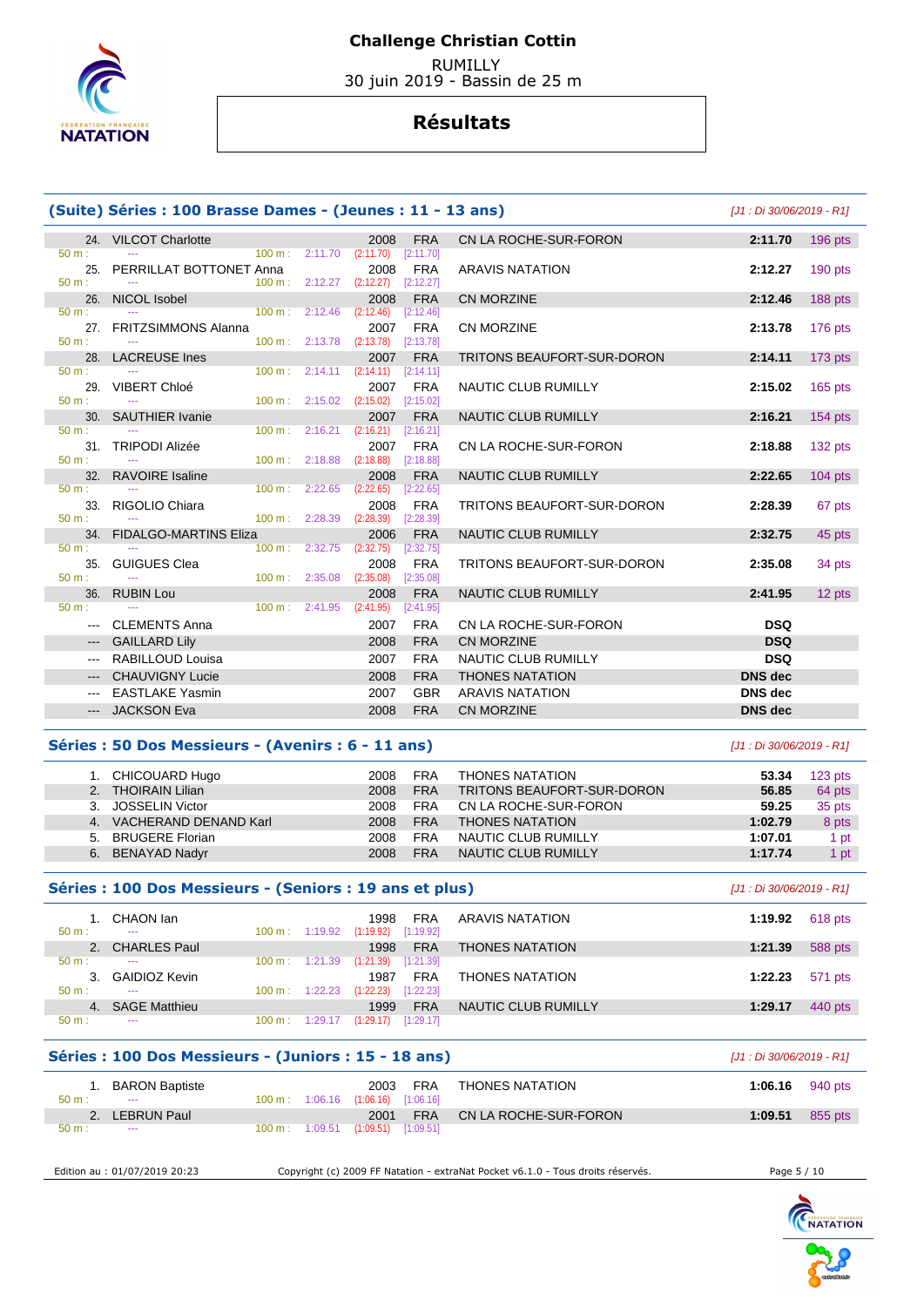# Challenge Christian Cottin

RUMILLY
30 juin 2019 - Bassin de 25 m

## Résultats

### (Suite) Séries : 100 Brasse Dames - (Jeunes : 11 - 13 ans)

[J1 : Di 30/06/2019 - R1]

| Rang | Nom | Année | Nat. | Club | Temps | Points |
|---|---|---|---|---|---|---|
| 24. | VILCOT Charlotte | 2008 | FRA | CN LA ROCHE-SUR-FORON | 2:11.70 | 196 pts |
| | 50 m : --- 100 m : 2:11.70 (2:11.70) [2:11.70] | | | | | |
| 25. | PERRILLAT BOTTONET Anna | 2008 | FRA | ARAVIS NATATION | 2:12.27 | 190 pts |
| | 50 m : --- 100 m : 2:12.27 (2:12.27) [2:12.27] | | | | | |
| 26. | NICOL Isobel | 2008 | FRA | CN MORZINE | 2:12.46 | 188 pts |
| | 50 m : --- 100 m : 2:12.46 (2:12.46) [2:12.46] | | | | | |
| 27. | FRITZSIMMONS Alanna | 2007 | FRA | CN MORZINE | 2:13.78 | 176 pts |
| | 50 m : --- 100 m : 2:13.78 (2:13.78) [2:13.78] | | | | | |
| 28. | LACREUSE Ines | 2007 | FRA | TRITONS BEAUFORT-SUR-DORON | 2:14.11 | 173 pts |
| | 50 m : --- 100 m : 2:14.11 (2:14.11) [2:14.11] | | | | | |
| 29. | VIBERT Chloé | 2007 | FRA | NAUTIC CLUB RUMILLY | 2:15.02 | 165 pts |
| | 50 m : --- 100 m : 2:15.02 (2:15.02) [2:15.02] | | | | | |
| 30. | SAUTHIER Ivanie | 2007 | FRA | NAUTIC CLUB RUMILLY | 2:16.21 | 154 pts |
| | 50 m : --- 100 m : 2:16.21 (2:16.21) [2:16.21] | | | | | |
| 31. | TRIPODI Alizée | 2007 | FRA | CN LA ROCHE-SUR-FORON | 2:18.88 | 132 pts |
| | 50 m : --- 100 m : 2:18.88 (2:18.88) [2:18.88] | | | | | |
| 32. | RAVOIRE Isaline | 2008 | FRA | NAUTIC CLUB RUMILLY | 2:22.65 | 104 pts |
| | 50 m : --- 100 m : 2:22.65 (2:22.65) [2:22.65] | | | | | |
| 33. | RIGOLIO Chiara | 2008 | FRA | TRITONS BEAUFORT-SUR-DORON | 2:28.39 | 67 pts |
| | 50 m : --- 100 m : 2:28.39 (2:28.39) [2:28.39] | | | | | |
| 34. | FIDALGO-MARTINS Eliza | 2006 | FRA | NAUTIC CLUB RUMILLY | 2:32.75 | 45 pts |
| | 50 m : --- 100 m : 2:32.75 (2:32.75) [2:32.75] | | | | | |
| 35. | GUIGUES Clea | 2008 | FRA | TRITONS BEAUFORT-SUR-DORON | 2:35.08 | 34 pts |
| | 50 m : --- 100 m : 2:35.08 (2:35.08) [2:35.08] | | | | | |
| 36. | RUBIN Lou | 2008 | FRA | NAUTIC CLUB RUMILLY | 2:41.95 | 12 pts |
| | 50 m : --- 100 m : 2:41.95 (2:41.95) [2:41.95] | | | | | |
| --- | CLEMENTS Anna | 2007 | FRA | CN LA ROCHE-SUR-FORON | DSQ | |
| --- | GAILLARD Lily | 2008 | FRA | CN MORZINE | DSQ | |
| --- | RABILLOUD Louisa | 2007 | FRA | NAUTIC CLUB RUMILLY | DSQ | |
| --- | CHAUVIGNY Lucie | 2008 | FRA | THONES NATATION | DNS dec | |
| --- | EASTLAKE Yasmin | 2007 | GBR | ARAVIS NATATION | DNS dec | |
| --- | JACKSON Eva | 2008 | FRA | CN MORZINE | DNS dec | |

### Séries : 50 Dos Messieurs - (Avenirs : 6 - 11 ans)

[J1 : Di 30/06/2019 - R1]

| Rang | Nom | Année | Nat. | Club | Temps | Points |
|---|---|---|---|---|---|---|
| 1. | CHICOUARD Hugo | 2008 | FRA | THONES NATATION | 53.34 | 123 pts |
| 2. | THOIRAIN Lilian | 2008 | FRA | TRITONS BEAUFORT-SUR-DORON | 56.85 | 64 pts |
| 3. | JOSSELIN Victor | 2008 | FRA | CN LA ROCHE-SUR-FORON | 59.25 | 35 pts |
| 4. | VACHERAND DENAND Karl | 2008 | FRA | THONES NATATION | 1:02.79 | 8 pts |
| 5. | BRUGERE Florian | 2008 | FRA | NAUTIC CLUB RUMILLY | 1:07.01 | 1 pt |
| 6. | BENAYAD Nadyr | 2008 | FRA | NAUTIC CLUB RUMILLY | 1:17.74 | 1 pt |

### Séries : 100 Dos Messieurs - (Seniors : 19 ans et plus)

[J1 : Di 30/06/2019 - R1]

| Rang | Nom | Année | Nat. | Club | Temps | Points |
|---|---|---|---|---|---|---|
| 1. | CHAON Ian | 1998 | FRA | ARAVIS NATATION | 1:19.92 | 618 pts |
| | 50 m : --- 100 m : 1:19.92 (1:19.92) [1:19.92] | | | | | |
| 2. | CHARLES Paul | 1998 | FRA | THONES NATATION | 1:21.39 | 588 pts |
| | 50 m : --- 100 m : 1:21.39 (1:21.39) [1:21.39] | | | | | |
| 3. | GAIDIOZ Kevin | 1987 | FRA | THONES NATATION | 1:22.23 | 571 pts |
| | 50 m : --- 100 m : 1:22.23 (1:22.23) [1:22.23] | | | | | |
| 4. | SAGE Matthieu | 1999 | FRA | NAUTIC CLUB RUMILLY | 1:29.17 | 440 pts |
| | 50 m : --- 100 m : 1:29.17 (1:29.17) [1:29.17] | | | | | |

### Séries : 100 Dos Messieurs - (Juniors : 15 - 18 ans)

[J1 : Di 30/06/2019 - R1]

| Rang | Nom | Année | Nat. | Club | Temps | Points |
|---|---|---|---|---|---|---|
| 1. | BARON Baptiste | 2003 | FRA | THONES NATATION | 1:06.16 | 940 pts |
| | 50 m : --- 100 m : 1:06.16 (1:06.16) [1:06.16] | | | | | |
| 2. | LEBRUN Paul | 2001 | FRA | CN LA ROCHE-SUR-FORON | 1:09.51 | 855 pts |
| | 50 m : --- 100 m : 1:09.51 (1:09.51) [1:09.51] | | | | | |

Edition au : 01/07/2019 20:23 — Copyright (c) 2009 FF Natation - extraNat Pocket v6.1.0 - Tous droits réservés.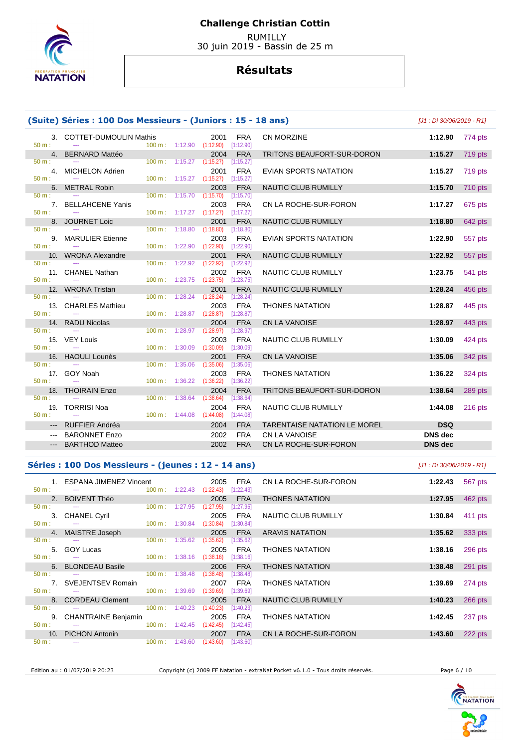# Challenge Christian Cottin

RUMILLY
30 juin 2019 - Bassin de 25 m

## Résultats

### (Suite) Séries : 100 Dos Messieurs - (Juniors : 15 - 18 ans)

*[J1 : Di 30/06/2019 - R1]*

| Place | Nom | Année | Nat. | Club | Temps | Points |
|---|---|---|---|---|---|---|
| 3. | COTTET-DUMOULIN Mathis | 2001 | FRA | CN MORZINE | 1:12.90 | 774 pts |
| | 50 m : --- 100 m : 1:12.90 (1:12.90) [1:12.90] | | | | | |
| 4. | BERNARD Mattéo | 2004 | FRA | TRITONS BEAUFORT-SUR-DORON | 1:15.27 | 719 pts |
| | 50 m : --- 100 m : 1:15.27 (1:15.27) [1:15.27] | | | | | |
| 4. | MICHELON Adrien | 2001 | FRA | EVIAN SPORTS NATATION | 1:15.27 | 719 pts |
| | 50 m : --- 100 m : 1:15.27 (1:15.27) [1:15.27] | | | | | |
| 6. | METRAL Robin | 2003 | FRA | NAUTIC CLUB RUMILLY | 1:15.70 | 710 pts |
| | 50 m : --- 100 m : 1:15.70 (1:15.70) [1:15.70] | | | | | |
| 7. | BELLAHCENE Yanis | 2003 | FRA | CN LA ROCHE-SUR-FORON | 1:17.27 | 675 pts |
| | 50 m : --- 100 m : 1:17.27 (1:17.27) [1:17.27] | | | | | |
| 8. | JOURNET Loic | 2001 | FRA | NAUTIC CLUB RUMILLY | 1:18.80 | 642 pts |
| | 50 m : --- 100 m : 1:18.80 (1:18.80) [1:18.80] | | | | | |
| 9. | MARULIER Etienne | 2003 | FRA | EVIAN SPORTS NATATION | 1:22.90 | 557 pts |
| | 50 m : --- 100 m : 1:22.90 (1:22.90) [1:22.90] | | | | | |
| 10. | WRONA Alexandre | 2001 | FRA | NAUTIC CLUB RUMILLY | 1:22.92 | 557 pts |
| | 50 m : --- 100 m : 1:22.92 (1:22.92) [1:22.92] | | | | | |
| 11. | CHANEL Nathan | 2002 | FRA | NAUTIC CLUB RUMILLY | 1:23.75 | 541 pts |
| | 50 m : --- 100 m : 1:23.75 (1:23.75) [1:23.75] | | | | | |
| 12. | WRONA Tristan | 2001 | FRA | NAUTIC CLUB RUMILLY | 1:28.24 | 456 pts |
| | 50 m : --- 100 m : 1:28.24 (1:28.24) [1:28.24] | | | | | |
| 13. | CHARLES Mathieu | 2003 | FRA | THONES NATATION | 1:28.87 | 445 pts |
| | 50 m : --- 100 m : 1:28.87 (1:28.87) [1:28.87] | | | | | |
| 14. | RADU Nicolas | 2004 | FRA | CN LA VANOISE | 1:28.97 | 443 pts |
| | 50 m : --- 100 m : 1:28.97 (1:28.97) [1:28.97] | | | | | |
| 15. | VEY Louis | 2003 | FRA | NAUTIC CLUB RUMILLY | 1:30.09 | 424 pts |
| | 50 m : --- 100 m : 1:30.09 (1:30.09) [1:30.09] | | | | | |
| 16. | HAOULI Lounès | 2001 | FRA | CN LA VANOISE | 1:35.06 | 342 pts |
| | 50 m : --- 100 m : 1:35.06 (1:35.06) [1:35.06] | | | | | |
| 17. | GOY Noah | 2003 | FRA | THONES NATATION | 1:36.22 | 324 pts |
| | 50 m : --- 100 m : 1:36.22 (1:36.22) [1:36.22] | | | | | |
| 18. | THOIRAIN Enzo | 2004 | FRA | TRITONS BEAUFORT-SUR-DORON | 1:38.64 | 289 pts |
| | 50 m : --- 100 m : 1:38.64 (1:38.64) [1:38.64] | | | | | |
| 19. | TORRISI Noa | 2004 | FRA | NAUTIC CLUB RUMILLY | 1:44.08 | 216 pts |
| | 50 m : --- 100 m : 1:44.08 (1:44.08) [1:44.08] | | | | | |
| --- | RUFFIER Andréa | 2004 | FRA | TARENTAISE NATATION LE MOREL | DSQ | |
| --- | BARONNET Enzo | 2002 | FRA | CN LA VANOISE | DNS dec | |
| --- | BARTHOD Matteo | 2002 | FRA | CN LA ROCHE-SUR-FORON | DNS dec | |

### Séries : 100 Dos Messieurs - (jeunes : 12 - 14 ans)

*[J1 : Di 30/06/2019 - R1]*

| Place | Nom | Année | Nat. | Club | Temps | Points |
|---|---|---|---|---|---|---|
| 1. | ESPANA JIMENEZ Vincent | 2005 | FRA | CN LA ROCHE-SUR-FORON | 1:22.43 | 567 pts |
| | 50 m : --- 100 m : 1:22.43 (1:22.43) [1:22.43] | | | | | |
| 2. | BOIVENT Théo | 2005 | FRA | THONES NATATION | 1:27.95 | 462 pts |
| | 50 m : --- 100 m : 1:27.95 (1:27.95) [1:27.95] | | | | | |
| 3. | CHANEL Cyril | 2005 | FRA | NAUTIC CLUB RUMILLY | 1:30.84 | 411 pts |
| | 50 m : --- 100 m : 1:30.84 (1:30.84) [1:30.84] | | | | | |
| 4. | MAISTRE Joseph | 2005 | FRA | ARAVIS NATATION | 1:35.62 | 333 pts |
| | 50 m : --- 100 m : 1:35.62 (1:35.62) [1:35.62] | | | | | |
| 5. | GOY Lucas | 2005 | FRA | THONES NATATION | 1:38.16 | 296 pts |
| | 50 m : --- 100 m : 1:38.16 (1:38.16) [1:38.16] | | | | | |
| 6. | BLONDEAU Basile | 2006 | FRA | THONES NATATION | 1:38.48 | 291 pts |
| | 50 m : --- 100 m : 1:38.48 (1:38.48) [1:38.48] | | | | | |
| 7. | SVEJENTSEV Romain | 2007 | FRA | THONES NATATION | 1:39.69 | 274 pts |
| | 50 m : --- 100 m : 1:39.69 (1:39.69) [1:39.69] | | | | | |
| 8. | CORDEAU Clement | 2005 | FRA | NAUTIC CLUB RUMILLY | 1:40.23 | 266 pts |
| | 50 m : --- 100 m : 1:40.23 (1:40.23) [1:40.23] | | | | | |
| 9. | CHANTRAINE Benjamin | 2005 | FRA | THONES NATATION | 1:42.45 | 237 pts |
| | 50 m : --- 100 m : 1:42.45 (1:42.45) [1:42.45] | | | | | |
| 10. | PICHON Antonin | 2007 | FRA | CN LA ROCHE-SUR-FORON | 1:43.60 | 222 pts |
| | 50 m : --- 100 m : 1:43.60 (1:43.60) [1:43.60] | | | | | |

Edition au : 01/07/2019 20:23 Copyright (c) 2009 FF Natation - extraNat Pocket v6.1.0 - Tous droits réservés.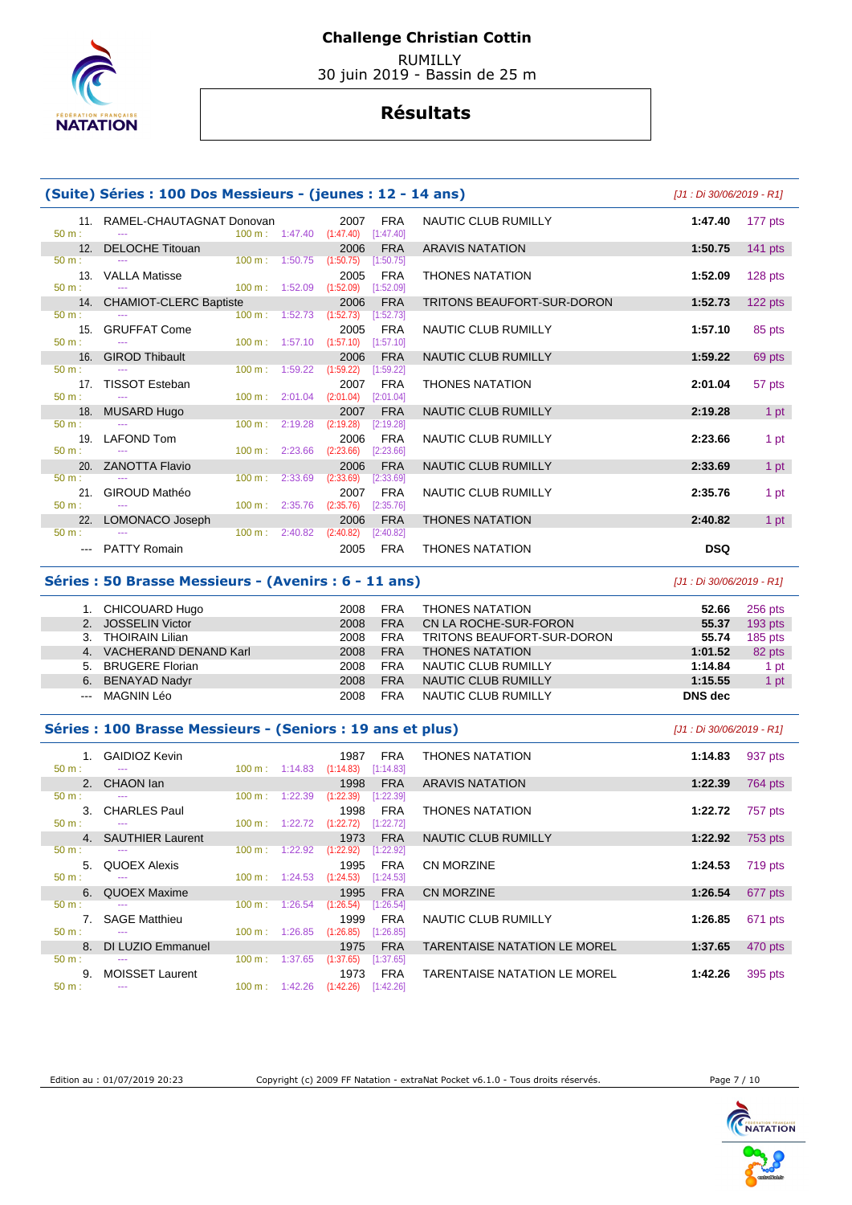# Challenge Christian Cottin

RUMILLY
30 juin 2019 - Bassin de 25 m

## Résultats

### (Suite) Séries : 100 Dos Messieurs - (jeunes : 12 - 14 ans)

*[J1 : Di 30/06/2019 - R1]*

| Rang | Nom | Année | Nat. | Club | Temps | Points |
|---|---|---|---|---|---|---|
| 11. | RAMEL-CHAUTAGNAT Donovan | 2007 | FRA | NAUTIC CLUB RUMILLY | 1:47.40 | 177 pts |
| | 50 m : --- 100 m : 1:47.40 (1:47.40) [1:47.40] | | | | | |
| 12. | DELOCHE Titouan | 2006 | FRA | ARAVIS NATATION | 1:50.75 | 141 pts |
| | 50 m : --- 100 m : 1:50.75 (1:50.75) [1:50.75] | | | | | |
| 13. | VALLA Matisse | 2005 | FRA | THONES NATATION | 1:52.09 | 128 pts |
| | 50 m : --- 100 m : 1:52.09 (1:52.09) [1:52.09] | | | | | |
| 14. | CHAMIOT-CLERC Baptiste | 2006 | FRA | TRITONS BEAUFORT-SUR-DORON | 1:52.73 | 122 pts |
| | 50 m : --- 100 m : 1:52.73 (1:52.73) [1:52.73] | | | | | |
| 15. | GRUFFAT Come | 2005 | FRA | NAUTIC CLUB RUMILLY | 1:57.10 | 85 pts |
| | 50 m : --- 100 m : 1:57.10 (1:57.10) [1:57.10] | | | | | |
| 16. | GIROD Thibault | 2006 | FRA | NAUTIC CLUB RUMILLY | 1:59.22 | 69 pts |
| | 50 m : --- 100 m : 1:59.22 (1:59.22) [1:59.22] | | | | | |
| 17. | TISSOT Esteban | 2007 | FRA | THONES NATATION | 2:01.04 | 57 pts |
| | 50 m : --- 100 m : 2:01.04 (2:01.04) [2:01.04] | | | | | |
| 18. | MUSARD Hugo | 2007 | FRA | NAUTIC CLUB RUMILLY | 2:19.28 | 1 pt |
| | 50 m : --- 100 m : 2:19.28 (2:19.28) [2:19.28] | | | | | |
| 19. | LAFOND Tom | 2006 | FRA | NAUTIC CLUB RUMILLY | 2:23.66 | 1 pt |
| | 50 m : --- 100 m : 2:23.66 (2:23.66) [2:23.66] | | | | | |
| 20. | ZANOTTA Flavio | 2006 | FRA | NAUTIC CLUB RUMILLY | 2:33.69 | 1 pt |
| | 50 m : --- 100 m : 2:33.69 (2:33.69) [2:33.69] | | | | | |
| 21. | GIROUD Mathéo | 2007 | FRA | NAUTIC CLUB RUMILLY | 2:35.76 | 1 pt |
| | 50 m : --- 100 m : 2:35.76 (2:35.76) [2:35.76] | | | | | |
| 22. | LOMONACO Joseph | 2006 | FRA | THONES NATATION | 2:40.82 | 1 pt |
| | 50 m : --- 100 m : 2:40.82 (2:40.82) [2:40.82] | | | | | |
| --- | PATTY Romain | 2005 | FRA | THONES NATATION | DSQ | |

### Séries : 50 Brasse Messieurs - (Avenirs : 6 - 11 ans)

*[J1 : Di 30/06/2019 - R1]*

| Rang | Nom | Année | Nat. | Club | Temps | Points |
|---|---|---|---|---|---|---|
| 1. | CHICOUARD Hugo | 2008 | FRA | THONES NATATION | 52.66 | 256 pts |
| 2. | JOSSELIN Victor | 2008 | FRA | CN LA ROCHE-SUR-FORON | 55.37 | 193 pts |
| 3. | THOIRAIN Lilian | 2008 | FRA | TRITONS BEAUFORT-SUR-DORON | 55.74 | 185 pts |
| 4. | VACHERAND DENAND Karl | 2008 | FRA | THONES NATATION | 1:01.52 | 82 pts |
| 5. | BRUGERE Florian | 2008 | FRA | NAUTIC CLUB RUMILLY | 1:14.84 | 1 pt |
| 6. | BENAYAD Nadyr | 2008 | FRA | NAUTIC CLUB RUMILLY | 1:15.55 | 1 pt |
| --- | MAGNIN Léo | 2008 | FRA | NAUTIC CLUB RUMILLY | DNS dec | |

### Séries : 100 Brasse Messieurs - (Seniors : 19 ans et plus)

*[J1 : Di 30/06/2019 - R1]*

| Rang | Nom | Année | Nat. | Club | Temps | Points |
|---|---|---|---|---|---|---|
| 1. | GAIDIOZ Kevin | 1987 | FRA | THONES NATATION | 1:14.83 | 937 pts |
| | 50 m : --- 100 m : 1:14.83 (1:14.83) [1:14.83] | | | | | |
| 2. | CHAON Ian | 1998 | FRA | ARAVIS NATATION | 1:22.39 | 764 pts |
| | 50 m : --- 100 m : 1:22.39 (1:22.39) [1:22.39] | | | | | |
| 3. | CHARLES Paul | 1998 | FRA | THONES NATATION | 1:22.72 | 757 pts |
| | 50 m : --- 100 m : 1:22.72 (1:22.72) [1:22.72] | | | | | |
| 4. | SAUTHIER Laurent | 1973 | FRA | NAUTIC CLUB RUMILLY | 1:22.92 | 753 pts |
| | 50 m : --- 100 m : 1:22.92 (1:22.92) [1:22.92] | | | | | |
| 5. | QUOEX Alexis | 1995 | FRA | CN MORZINE | 1:24.53 | 719 pts |
| | 50 m : --- 100 m : 1:24.53 (1:24.53) [1:24.53] | | | | | |
| 6. | QUOEX Maxime | 1995 | FRA | CN MORZINE | 1:26.54 | 677 pts |
| | 50 m : --- 100 m : 1:26.54 (1:26.54) [1:26.54] | | | | | |
| 7. | SAGE Matthieu | 1999 | FRA | NAUTIC CLUB RUMILLY | 1:26.85 | 671 pts |
| | 50 m : --- 100 m : 1:26.85 (1:26.85) [1:26.85] | | | | | |
| 8. | DI LUZIO Emmanuel | 1975 | FRA | TARENTAISE NATATION LE MOREL | 1:37.65 | 470 pts |
| | 50 m : --- 100 m : 1:37.65 (1:37.65) [1:37.65] | | | | | |
| 9. | MOISSET Laurent | 1973 | FRA | TARENTAISE NATATION LE MOREL | 1:42.26 | 395 pts |
| | 50 m : --- 100 m : 1:42.26 (1:42.26) [1:42.26] | | | | | |

Edition au : 01/07/2019 20:23 — Copyright (c) 2009 FF Natation - extraNat Pocket v6.1.0 - Tous droits réservés.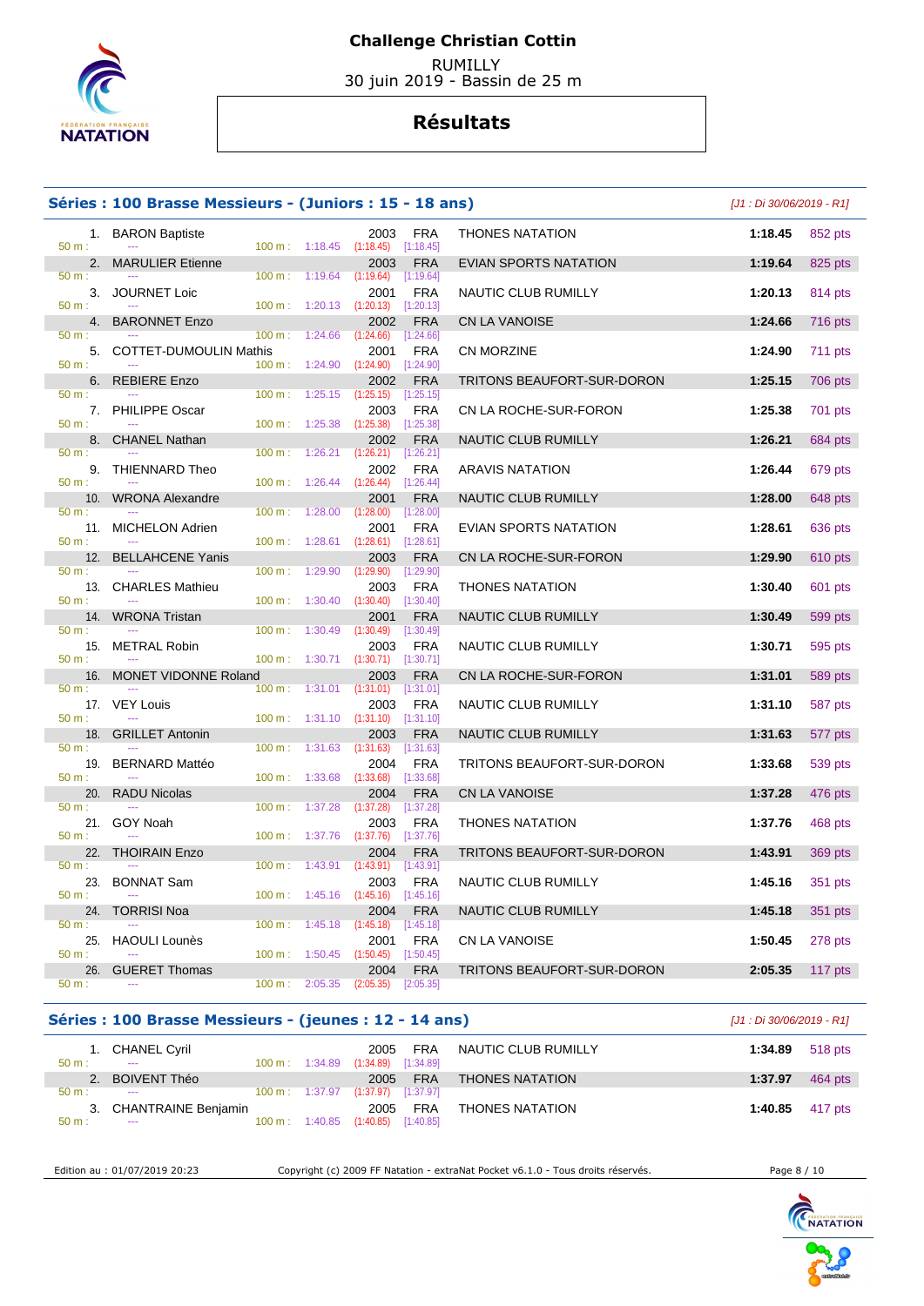# Challenge Christian Cottin

RUMILLY
30 juin 2019 - Bassin de 25 m

## Résultats

### Séries : 100 Brasse Messieurs - (Juniors : 15 - 18 ans)

*[J1 : Di 30/06/2019 - R1]*

| Rang | Nom | Année | Nat. | Club | Temps | Points | 50 m | 100 m |
|---|---|---|---|---|---|---|---|---|
| 1. | BARON Baptiste | 2003 | FRA | THONES NATATION | 1:18.45 | 852 pts | --- | 1:18.45 (1:18.45) [1:18.45] |
| 2. | MARULIER Etienne | 2003 | FRA | EVIAN SPORTS NATATION | 1:19.64 | 825 pts | --- | 1:19.64 (1:19.64) [1:19.64] |
| 3. | JOURNET Loic | 2001 | FRA | NAUTIC CLUB RUMILLY | 1:20.13 | 814 pts | --- | 1:20.13 (1:20.13) [1:20.13] |
| 4. | BARONNET Enzo | 2002 | FRA | CN LA VANOISE | 1:24.66 | 716 pts | --- | 1:24.66 (1:24.66) [1:24.66] |
| 5. | COTTET-DUMOULIN Mathis | 2001 | FRA | CN MORZINE | 1:24.90 | 711 pts | --- | 1:24.90 (1:24.90) [1:24.90] |
| 6. | REBIERE Enzo | 2002 | FRA | TRITONS BEAUFORT-SUR-DORON | 1:25.15 | 706 pts | --- | 1:25.15 (1:25.15) [1:25.15] |
| 7. | PHILIPPE Oscar | 2003 | FRA | CN LA ROCHE-SUR-FORON | 1:25.38 | 701 pts | --- | 1:25.38 (1:25.38) [1:25.38] |
| 8. | CHANEL Nathan | 2002 | FRA | NAUTIC CLUB RUMILLY | 1:26.21 | 684 pts | --- | 1:26.21 (1:26.21) [1:26.21] |
| 9. | THIENNARD Theo | 2002 | FRA | ARAVIS NATATION | 1:26.44 | 679 pts | --- | 1:26.44 (1:26.44) [1:26.44] |
| 10. | WRONA Alexandre | 2001 | FRA | NAUTIC CLUB RUMILLY | 1:28.00 | 648 pts | --- | 1:28.00 (1:28.00) [1:28.00] |
| 11. | MICHELON Adrien | 2001 | FRA | EVIAN SPORTS NATATION | 1:28.61 | 636 pts | --- | 1:28.61 (1:28.61) [1:28.61] |
| 12. | BELLAHCENE Yanis | 2003 | FRA | CN LA ROCHE-SUR-FORON | 1:29.90 | 610 pts | --- | 1:29.90 (1:29.90) [1:29.90] |
| 13. | CHARLES Mathieu | 2003 | FRA | THONES NATATION | 1:30.40 | 601 pts | --- | 1:30.40 (1:30.40) [1:30.40] |
| 14. | WRONA Tristan | 2001 | FRA | NAUTIC CLUB RUMILLY | 1:30.49 | 599 pts | --- | 1:30.49 (1:30.49) [1:30.49] |
| 15. | METRAL Robin | 2003 | FRA | NAUTIC CLUB RUMILLY | 1:30.71 | 595 pts | --- | 1:30.71 (1:30.71) [1:30.71] |
| 16. | MONET VIDONNE Roland | 2003 | FRA | CN LA ROCHE-SUR-FORON | 1:31.01 | 589 pts | --- | 1:31.01 (1:31.01) [1:31.01] |
| 17. | VEY Louis | 2003 | FRA | NAUTIC CLUB RUMILLY | 1:31.10 | 587 pts | --- | 1:31.10 (1:31.10) [1:31.10] |
| 18. | GRILLET Antonin | 2003 | FRA | NAUTIC CLUB RUMILLY | 1:31.63 | 577 pts | --- | 1:31.63 (1:31.63) [1:31.63] |
| 19. | BERNARD Mattéo | 2004 | FRA | TRITONS BEAUFORT-SUR-DORON | 1:33.68 | 539 pts | --- | 1:33.68 (1:33.68) [1:33.68] |
| 20. | RADU Nicolas | 2004 | FRA | CN LA VANOISE | 1:37.28 | 476 pts | --- | 1:37.28 (1:37.28) [1:37.28] |
| 21. | GOY Noah | 2003 | FRA | THONES NATATION | 1:37.76 | 468 pts | --- | 1:37.76 (1:37.76) [1:37.76] |
| 22. | THOIRAIN Enzo | 2004 | FRA | TRITONS BEAUFORT-SUR-DORON | 1:43.91 | 369 pts | --- | 1:43.91 (1:43.91) [1:43.91] |
| 23. | BONNAT Sam | 2003 | FRA | NAUTIC CLUB RUMILLY | 1:45.16 | 351 pts | --- | 1:45.16 (1:45.16) [1:45.16] |
| 24. | TORRISI Noa | 2004 | FRA | NAUTIC CLUB RUMILLY | 1:45.18 | 351 pts | --- | 1:45.18 (1:45.18) [1:45.18] |
| 25. | HAOULI Lounès | 2001 | FRA | CN LA VANOISE | 1:50.45 | 278 pts | --- | 1:50.45 (1:50.45) [1:50.45] |
| 26. | GUERET Thomas | 2004 | FRA | TRITONS BEAUFORT-SUR-DORON | 2:05.35 | 117 pts | --- | 2:05.35 (2:05.35) [2:05.35] |

### Séries : 100 Brasse Messieurs - (jeunes : 12 - 14 ans)

*[J1 : Di 30/06/2019 - R1]*

| Rang | Nom | Année | Nat. | Club | Temps | Points | 50 m | 100 m |
|---|---|---|---|---|---|---|---|---|
| 1. | CHANEL Cyril | 2005 | FRA | NAUTIC CLUB RUMILLY | 1:34.89 | 518 pts | --- | 1:34.89 (1:34.89) [1:34.89] |
| 2. | BOIVENT Théo | 2005 | FRA | THONES NATATION | 1:37.97 | 464 pts | --- | 1:37.97 (1:37.97) [1:37.97] |
| 3. | CHANTRAINE Benjamin | 2005 | FRA | THONES NATATION | 1:40.85 | 417 pts | --- | 1:40.85 (1:40.85) [1:40.85] |

Edition au : 01/07/2019 20:23 — Copyright (c) 2009 FF Natation - extraNat Pocket v6.1.0 - Tous droits réservés.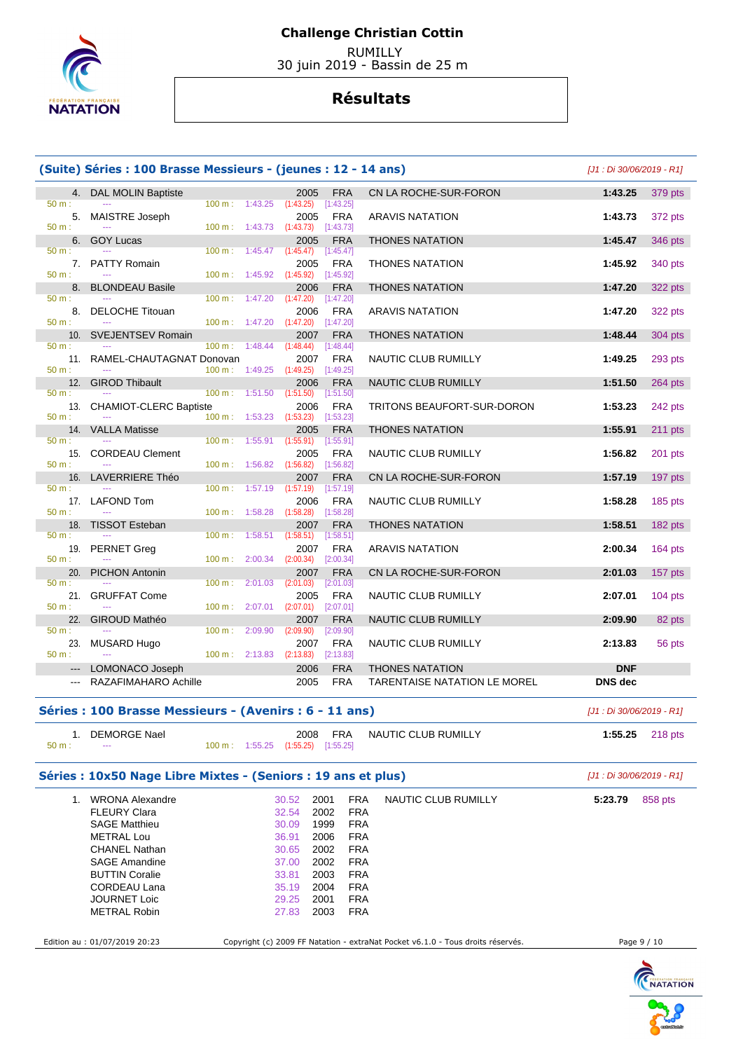# Challenge Christian Cottin

RUMILLY
30 juin 2019 - Bassin de 25 m

## Résultats

### (Suite) Séries : 100 Brasse Messieurs - (jeunes : 12 - 14 ans)

*[J1 : Di 30/06/2019 - R1]*

| Rang | Nom | Année | Nat. | Club | Temps | Points |
|---|---|---|---|---|---|---|
| 4. | DAL MOLIN Baptiste | 2005 | FRA | CN LA ROCHE-SUR-FORON | 1:43.25 | 379 pts |
| | 50 m : --- 100 m : 1:43.25 (1:43.25) [1:43.25] | | | | | |
| 5. | MAISTRE Joseph | 2005 | FRA | ARAVIS NATATION | 1:43.73 | 372 pts |
| | 50 m : --- 100 m : 1:43.73 (1:43.73) [1:43.73] | | | | | |
| 6. | GOY Lucas | 2005 | FRA | THONES NATATION | 1:45.47 | 346 pts |
| | 50 m : --- 100 m : 1:45.47 (1:45.47) [1:45.47] | | | | | |
| 7. | PATTY Romain | 2005 | FRA | THONES NATATION | 1:45.92 | 340 pts |
| | 50 m : --- 100 m : 1:45.92 (1:45.92) [1:45.92] | | | | | |
| 8. | BLONDEAU Basile | 2006 | FRA | THONES NATATION | 1:47.20 | 322 pts |
| | 50 m : --- 100 m : 1:47.20 (1:47.20) [1:47.20] | | | | | |
| 8. | DELOCHE Titouan | 2006 | FRA | ARAVIS NATATION | 1:47.20 | 322 pts |
| | 50 m : --- 100 m : 1:47.20 (1:47.20) [1:47.20] | | | | | |
| 10. | SVEJENTSEV Romain | 2007 | FRA | THONES NATATION | 1:48.44 | 304 pts |
| | 50 m : --- 100 m : 1:48.44 (1:48.44) [1:48.44] | | | | | |
| 11. | RAMEL-CHAUTAGNAT Donovan | 2007 | FRA | NAUTIC CLUB RUMILLY | 1:49.25 | 293 pts |
| | 50 m : --- 100 m : 1:49.25 (1:49.25) [1:49.25] | | | | | |
| 12. | GIROD Thibault | 2006 | FRA | NAUTIC CLUB RUMILLY | 1:51.50 | 264 pts |
| | 50 m : --- 100 m : 1:51.50 (1:51.50) [1:51.50] | | | | | |
| 13. | CHAMIOT-CLERC Baptiste | 2006 | FRA | TRITONS BEAUFORT-SUR-DORON | 1:53.23 | 242 pts |
| | 50 m : --- 100 m : 1:53.23 (1:53.23) [1:53.23] | | | | | |
| 14. | VALLA Matisse | 2005 | FRA | THONES NATATION | 1:55.91 | 211 pts |
| | 50 m : --- 100 m : 1:55.91 (1:55.91) [1:55.91] | | | | | |
| 15. | CORDEAU Clement | 2005 | FRA | NAUTIC CLUB RUMILLY | 1:56.82 | 201 pts |
| | 50 m : --- 100 m : 1:56.82 (1:56.82) [1:56.82] | | | | | |
| 16. | LAVERRIERE Théo | 2007 | FRA | CN LA ROCHE-SUR-FORON | 1:57.19 | 197 pts |
| | 50 m : --- 100 m : 1:57.19 (1:57.19) [1:57.19] | | | | | |
| 17. | LAFOND Tom | 2006 | FRA | NAUTIC CLUB RUMILLY | 1:58.28 | 185 pts |
| | 50 m : --- 100 m : 1:58.28 (1:58.28) [1:58.28] | | | | | |
| 18. | TISSOT Esteban | 2007 | FRA | THONES NATATION | 1:58.51 | 182 pts |
| | 50 m : --- 100 m : 1:58.51 (1:58.51) [1:58.51] | | | | | |
| 19. | PERNET Greg | 2007 | FRA | ARAVIS NATATION | 2:00.34 | 164 pts |
| | 50 m : --- 100 m : 2:00.34 (2:00.34) [2:00.34] | | | | | |
| 20. | PICHON Antonin | 2007 | FRA | CN LA ROCHE-SUR-FORON | 2:01.03 | 157 pts |
| | 50 m : --- 100 m : 2:01.03 (2:01.03) [2:01.03] | | | | | |
| 21. | GRUFFAT Come | 2005 | FRA | NAUTIC CLUB RUMILLY | 2:07.01 | 104 pts |
| | 50 m : --- 100 m : 2:07.01 (2:07.01) [2:07.01] | | | | | |
| 22. | GIROUD Mathéo | 2007 | FRA | NAUTIC CLUB RUMILLY | 2:09.90 | 82 pts |
| | 50 m : --- 100 m : 2:09.90 (2:09.90) [2:09.90] | | | | | |
| 23. | MUSARD Hugo | 2007 | FRA | NAUTIC CLUB RUMILLY | 2:13.83 | 56 pts |
| | 50 m : --- 100 m : 2:13.83 (2:13.83) [2:13.83] | | | | | |
| --- | LOMONACO Joseph | 2006 | FRA | THONES NATATION | DNF | |
| --- | RAZAFIMAHARO Achille | 2005 | FRA | TARENTAISE NATATION LE MOREL | DNS dec | |

### Séries : 100 Brasse Messieurs - (Avenirs : 6 - 11 ans)

*[J1 : Di 30/06/2019 - R1]*

| Rang | Nom | Année | Nat. | Club | Temps | Points |
|---|---|---|---|---|---|---|
| 1. | DEMORGE Nael | 2008 | FRA | NAUTIC CLUB RUMILLY | 1:55.25 | 218 pts |
| | 50 m : --- 100 m : 1:55.25 (1:55.25) [1:55.25] | | | | | |

### Séries : 10x50 Nage Libre Mixtes - (Seniors : 19 ans et plus)

*[J1 : Di 30/06/2019 - R1]*

| Rang | Nom | Temps | Année | Nat. | Club | Temps | Points |
|---|---|---|---|---|---|---|---|
| 1. | WRONA Alexandre | 30.52 | 2001 | FRA | NAUTIC CLUB RUMILLY | 5:23.79 | 858 pts |
| | FLEURY Clara | 32.54 | 2002 | FRA | | | |
| | SAGE Matthieu | 30.09 | 1999 | FRA | | | |
| | METRAL Lou | 36.91 | 2006 | FRA | | | |
| | CHANEL Nathan | 30.65 | 2002 | FRA | | | |
| | SAGE Amandine | 37.00 | 2002 | FRA | | | |
| | BUTTIN Coralie | 33.81 | 2003 | FRA | | | |
| | CORDEAU Lana | 35.19 | 2004 | FRA | | | |
| | JOURNET Loic | 29.25 | 2001 | FRA | | | |
| | METRAL Robin | 27.83 | 2003 | FRA | | | |

Edition au : 01/07/2019 20:23 — Copyright (c) 2009 FF Natation - extraNat Pocket v6.1.0 - Tous droits réservés.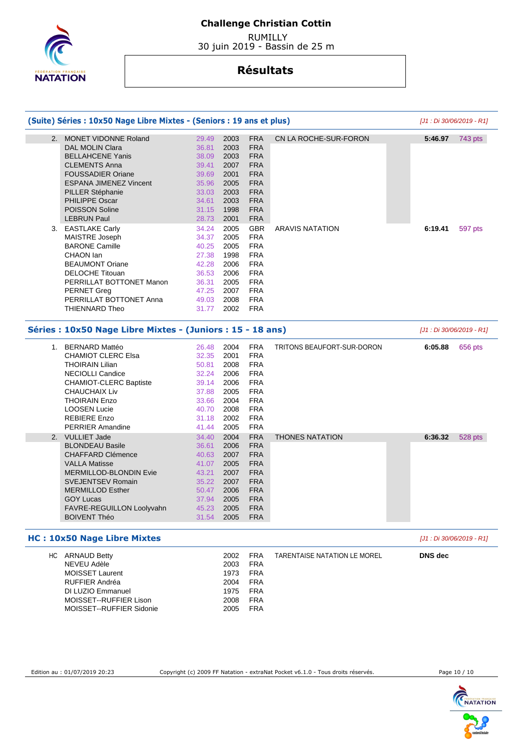# Challenge Christian Cottin

RUMILLY

30 juin 2019 - Bassin de 25 m

## Résultats

### (Suite) Séries : 10x50 Nage Libre Mixtes - (Seniors : 19 ans et plus)

*[J1 : Di 30/06/2019 - R1]*

| | | | | | | | |
|---|---|---|---|---|---|---|---|
| 2. | MONET VIDONNE Roland | 29.49 | 2003 | FRA | CN LA ROCHE-SUR-FORON | 5:46.97 | 743 pts |
| | DAL MOLIN Clara | 36.81 | 2003 | FRA | | | |
| | BELLAHCENE Yanis | 38.09 | 2003 | FRA | | | |
| | CLEMENTS Anna | 39.41 | 2007 | FRA | | | |
| | FOUSSADIER Oriane | 39.69 | 2001 | FRA | | | |
| | ESPANA JIMENEZ Vincent | 35.96 | 2005 | FRA | | | |
| | PILLER Stéphanie | 33.03 | 2003 | FRA | | | |
| | PHILIPPE Oscar | 34.61 | 2003 | FRA | | | |
| | POISSON Soline | 31.15 | 1998 | FRA | | | |
| | LEBRUN Paul | 28.73 | 2001 | FRA | | | |
| 3. | EASTLAKE Carly | 34.24 | 2005 | GBR | ARAVIS NATATION | 6:19.41 | 597 pts |
| | MAISTRE Joseph | 34.37 | 2005 | FRA | | | |
| | BARONE Camille | 40.25 | 2005 | FRA | | | |
| | CHAON Ian | 27.38 | 1998 | FRA | | | |
| | BEAUMONT Oriane | 42.28 | 2006 | FRA | | | |
| | DELOCHE Titouan | 36.53 | 2006 | FRA | | | |
| | PERRILLAT BOTTONET Manon | 36.31 | 2005 | FRA | | | |
| | PERNET Greg | 47.25 | 2007 | FRA | | | |
| | PERRILLAT BOTTONET Anna | 49.03 | 2008 | FRA | | | |
| | THIENNARD Theo | 31.77 | 2002 | FRA | | | |

### Séries : 10x50 Nage Libre Mixtes - (Juniors : 15 - 18 ans)

*[J1 : Di 30/06/2019 - R1]*

| | | | | | | | |
|---|---|---|---|---|---|---|---|
| 1. | BERNARD Mattéo | 26.48 | 2004 | FRA | TRITONS BEAUFORT-SUR-DORON | 6:05.88 | 656 pts |
| | CHAMIOT CLERC Elsa | 32.35 | 2001 | FRA | | | |
| | THOIRAIN Lilian | 50.81 | 2008 | FRA | | | |
| | NECIOLLI Candice | 32.24 | 2006 | FRA | | | |
| | CHAMIOT-CLERC Baptiste | 39.14 | 2006 | FRA | | | |
| | CHAUCHAIX Liv | 37.88 | 2005 | FRA | | | |
| | THOIRAIN Enzo | 33.66 | 2004 | FRA | | | |
| | LOOSEN Lucie | 40.70 | 2008 | FRA | | | |
| | REBIERE Enzo | 31.18 | 2002 | FRA | | | |
| | PERRIER Amandine | 41.44 | 2005 | FRA | | | |
| 2. | VULLIET Jade | 34.40 | 2004 | FRA | THONES NATATION | 6:36.32 | 528 pts |
| | BLONDEAU Basile | 36.61 | 2006 | FRA | | | |
| | CHAFFARD Clémence | 40.63 | 2007 | FRA | | | |
| | VALLA Matisse | 41.07 | 2005 | FRA | | | |
| | MERMILLOD-BLONDIN Evie | 43.21 | 2007 | FRA | | | |
| | SVEJENTSEV Romain | 35.22 | 2007 | FRA | | | |
| | MERMILLOD Esther | 50.47 | 2006 | FRA | | | |
| | GOY Lucas | 37.94 | 2005 | FRA | | | |
| | FAVRE-REGUILLON Loolyvahn | 45.23 | 2005 | FRA | | | |
| | BOIVENT Théo | 31.54 | 2005 | FRA | | | |

### HC : 10x50 Nage Libre Mixtes

*[J1 : Di 30/06/2019 - R1]*

| | | | | | |
|---|---|---|---|---|---|
| HC | ARNAUD Betty | 2002 | FRA | TARENTAISE NATATION LE MOREL | DNS dec |
| | NEVEU Adèle | 2003 | FRA | | |
| | MOISSET Laurent | 1973 | FRA | | |
| | RUFFIER Andréa | 2004 | FRA | | |
| | DI LUZIO Emmanuel | 1975 | FRA | | |
| | MOISSET--RUFFIER Lison | 2008 | FRA | | |
| | MOISSET--RUFFIER Sidonie | 2005 | FRA | | |

Edition au : 01/07/2019 20:23 — Copyright (c) 2009 FF Natation - extraNat Pocket v6.1.0 - Tous droits réservés.